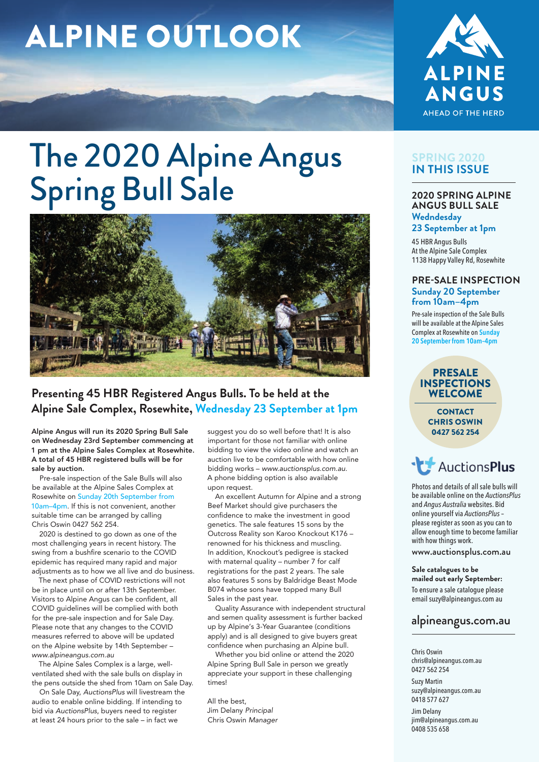# ALPINE OUTLOOK

ALPINE ANGUS
AHEAD OF THE HERD

# The 2020 Alpine Angus Spring Bull Sale

## Presenting 45 HBR Registered Angus Bulls. To be held at the Alpine Sale Complex, Rosewhite, Wednesday 23 September at 1pm

**Alpine Angus will run its 2020 Spring Bull Sale on Wednesday 23rd September commencing at 1 pm at the Alpine Sales Complex at Rosewhite. A total of 45 HBR registered bulls will be for sale by auction.**

Pre-sale inspection of the Sale Bulls will also be available at the Alpine Sales Complex at Rosewhite on Sunday 20th September from 10am–4pm. If this is not convenient, another suitable time can be arranged by calling Chris Oswin 0427 562 254.

2020 is destined to go down as one of the most challenging years in recent history. The swing from a bushfire scenario to the COVID epidemic has required many rapid and major adjustments as to how we all live and do business.

The next phase of COVID restrictions will not be in place until on or after 13th September. Visitors to Alpine Angus can be confident, all COVID guidelines will be complied with both for the pre-sale inspection and for Sale Day. Please note that any changes to the COVID measures referred to above will be updated on the Alpine website by 14th September – *www.alpineangus.com.au*

The Alpine Sales Complex is a large, well-ventilated shed with the sale bulls on display in the pens outside the shed from 10am on Sale Day.

On Sale Day, *AuctionsPlus* will livestream the audio to enable online bidding. If intending to bid via *AuctionsPlus*, buyers need to register at least 24 hours prior to the sale – in fact we suggest you do so well before that! It is also important for those not familiar with online bidding to view the video online and watch an auction live to be comfortable with how online bidding works – *www.auctionsplus.com.au*. A phone bidding option is also available upon request.

An excellent Autumn for Alpine and a strong Beef Market should give purchasers the confidence to make the investment in good genetics. The sale features 15 sons by the Outcross Reality son Karoo Knockout K176 – renowned for his thickness and muscling. In addition, Knockout's pedigree is stacked with maternal quality – number 7 for calf registrations for the past 2 years. The sale also features 5 sons by Baldridge Beast Mode B074 whose sons have topped many Bull Sales in the past year.

Quality Assurance with independent structural and semen quality assessment is further backed up by Alpine's 3-Year Guarantee (conditions apply) and is all designed to give buyers great confidence when purchasing an Alpine bull.

Whether you bid online or attend the 2020 Alpine Spring Bull Sale in person we greatly appreciate your support in these challenging times!

All the best,
Jim Delany *Principal*
Chris Oswin *Manager*

---

## SPRING 2020 IN THIS ISSUE

### 2020 SPRING ALPINE ANGUS BULL SALE
**Wednesday 23 September at 1pm**

45 HBR Angus Bulls
At the Alpine Sale Complex
1138 Happy Valley Rd, Rosewhite

### PRE-SALE INSPECTION
**Sunday 20 September from 10am–4pm**

Pre-sale inspection of the Sale Bulls will be available at the Alpine Sales Complex at Rosewhite on Sunday 20 September from 10am–4pm

**PRESALE INSPECTIONS WELCOME**

**CONTACT CHRIS OSWIN 0427 562 254**

AuctionsPlus

Photos and details of all sale bulls will be available online on the *AuctionsPlus* and *Angus Australia* websites. Bid online yourself via *AuctionsPlus* – please register as soon as you can to allow enough time to become familiar with how things work.

www.auctionsplus.com.au

**Sale catalogues to be mailed out early September:**
To ensure a sale catalogue please email suzy@alpineangus.com au

alpineangus.com.au

Chris Oswin
chris@alpineangus.com.au
0427 562 254

Suzy Martin
suzy@alpineangus.com.au
0418 577 627

Jim Delany
jim@alpineangus.com.au
0408 535 658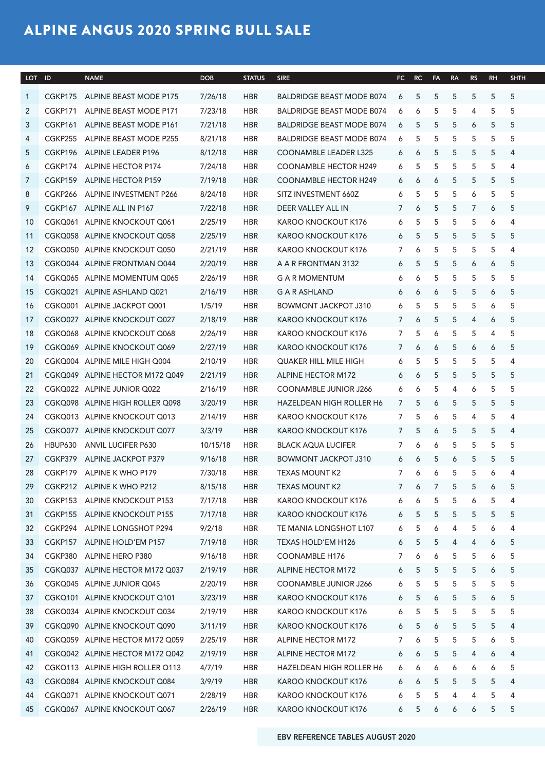# ALPINE ANGUS 2020 SPRING BULL SALE

| LOT | ID | NAME | DOB | STATUS | SIRE | FC | RC | FA | RA | RS | RH | SHTH |
|---|---|---|---|---|---|---|---|---|---|---|---|---|
| 1 | CGKP175 | ALPINE BEAST MODE P175 | 7/26/18 | HBR | BALDRIDGE BEAST MODE B074 | 6 | 5 | 5 | 5 | 5 | 5 | 5 |
| 2 | CGKP171 | ALPINE BEAST MODE P171 | 7/23/18 | HBR | BALDRIDGE BEAST MODE B074 | 6 | 6 | 5 | 5 | 4 | 5 | 5 |
| 3 | CGKP161 | ALPINE BEAST MODE P161 | 7/21/18 | HBR | BALDRIDGE BEAST MODE B074 | 6 | 5 | 5 | 5 | 6 | 5 | 5 |
| 4 | CGKP255 | ALPINE BEAST MODE P255 | 8/21/18 | HBR | BALDRIDGE BEAST MODE B074 | 6 | 5 | 5 | 5 | 5 | 5 | 5 |
| 5 | CGKP196 | ALPINE LEADER P196 | 8/12/18 | HBR | COONAMBLE LEADER L325 | 6 | 6 | 5 | 5 | 5 | 5 | 4 |
| 6 | CGKP174 | ALPINE HECTOR P174 | 7/24/18 | HBR | COONAMBLE HECTOR H249 | 6 | 5 | 5 | 5 | 5 | 5 | 4 |
| 7 | CGKP159 | ALPINE HECTOR P159 | 7/19/18 | HBR | COONAMBLE HECTOR H249 | 6 | 6 | 6 | 5 | 5 | 5 | 5 |
| 8 | CGKP266 | ALPINE INVESTMENT P266 | 8/24/18 | HBR | SITZ INVESTMENT 660Z | 6 | 5 | 5 | 5 | 6 | 5 | 5 |
| 9 | CGKP167 | ALPINE ALL IN P167 | 7/22/18 | HBR | DEER VALLEY ALL IN | 7 | 6 | 5 | 5 | 7 | 6 | 5 |
| 10 | CGKQ061 | ALPINE KNOCKOUT Q061 | 2/25/19 | HBR | KAROO KNOCKOUT K176 | 6 | 5 | 5 | 5 | 5 | 6 | 4 |
| 11 | CGKQ058 | ALPINE KNOCKOUT Q058 | 2/25/19 | HBR | KAROO KNOCKOUT K176 | 6 | 5 | 5 | 5 | 5 | 5 | 5 |
| 12 | CGKQ050 | ALPINE KNOCKOUT Q050 | 2/21/19 | HBR | KAROO KNOCKOUT K176 | 7 | 6 | 5 | 5 | 5 | 5 | 4 |
| 13 | CGKQ044 | ALPINE FRONTMAN Q044 | 2/20/19 | HBR | A A R FRONTMAN 3132 | 6 | 5 | 5 | 5 | 6 | 6 | 5 |
| 14 | CGKQ065 | ALPINE MOMENTUM Q065 | 2/26/19 | HBR | G A R MOMENTUM | 6 | 6 | 5 | 5 | 5 | 5 | 5 |
| 15 | CGKQ021 | ALPINE ASHLAND Q021 | 2/16/19 | HBR | G A R ASHLAND | 6 | 6 | 6 | 5 | 5 | 6 | 5 |
| 16 | CGKQ001 | ALPINE JACKPOT Q001 | 1/5/19 | HBR | BOWMONT JACKPOT J310 | 6 | 5 | 5 | 5 | 5 | 6 | 5 |
| 17 | CGKQ027 | ALPINE KNOCKOUT Q027 | 2/18/19 | HBR | KAROO KNOCKOUT K176 | 7 | 6 | 5 | 5 | 4 | 6 | 5 |
| 18 | CGKQ068 | ALPINE KNOCKOUT Q068 | 2/26/19 | HBR | KAROO KNOCKOUT K176 | 7 | 5 | 6 | 5 | 5 | 4 | 5 |
| 19 | CGKQ069 | ALPINE KNOCKOUT Q069 | 2/27/19 | HBR | KAROO KNOCKOUT K176 | 7 | 6 | 6 | 5 | 6 | 6 | 5 |
| 20 | CGKQ004 | ALPINE MILE HIGH Q004 | 2/10/19 | HBR | QUAKER HILL MILE HIGH | 6 | 5 | 5 | 5 | 5 | 5 | 4 |
| 21 | CGKQ049 | ALPINE HECTOR M172 Q049 | 2/21/19 | HBR | ALPINE HECTOR M172 | 6 | 6 | 5 | 5 | 5 | 5 | 5 |
| 22 | CGKQ022 | ALPINE JUNIOR Q022 | 2/16/19 | HBR | COONAMBLE JUNIOR J266 | 6 | 6 | 5 | 4 | 6 | 5 | 5 |
| 23 | CGKQ098 | ALPINE HIGH ROLLER Q098 | 3/20/19 | HBR | HAZELDEAN HIGH ROLLER H6 | 7 | 5 | 6 | 5 | 5 | 5 | 5 |
| 24 | CGKQ013 | ALPINE KNOCKOUT Q013 | 2/14/19 | HBR | KAROO KNOCKOUT K176 | 7 | 5 | 6 | 5 | 4 | 5 | 4 |
| 25 | CGKQ077 | ALPINE KNOCKOUT Q077 | 3/3/19 | HBR | KAROO KNOCKOUT K176 | 7 | 5 | 6 | 5 | 5 | 5 | 4 |
| 26 | HBUP630 | ANVIL LUCIFER P630 | 10/15/18 | HBR | BLACK AQUA LUCIFER | 7 | 6 | 6 | 5 | 5 | 5 | 5 |
| 27 | CGKP379 | ALPINE JACKPOT P379 | 9/16/18 | HBR | BOWMONT JACKPOT J310 | 6 | 6 | 5 | 6 | 5 | 5 | 5 |
| 28 | CGKP179 | ALPINE K WHO P179 | 7/30/18 | HBR | TEXAS MOUNT K2 | 7 | 6 | 6 | 5 | 5 | 6 | 4 |
| 29 | CGKP212 | ALPINE K WHO P212 | 8/15/18 | HBR | TEXAS MOUNT K2 | 7 | 6 | 7 | 5 | 5 | 6 | 5 |
| 30 | CGKP153 | ALPINE KNOCKOUT P153 | 7/17/18 | HBR | KAROO KNOCKOUT K176 | 6 | 6 | 5 | 5 | 6 | 5 | 4 |
| 31 | CGKP155 | ALPINE KNOCKOUT P155 | 7/17/18 | HBR | KAROO KNOCKOUT K176 | 6 | 5 | 5 | 5 | 5 | 5 | 5 |
| 32 | CGKP294 | ALPINE LONGSHOT P294 | 9/2/18 | HBR | TE MANIA LONGSHOT L107 | 6 | 5 | 6 | 4 | 5 | 6 | 4 |
| 33 | CGKP157 | ALPINE HOLD'EM P157 | 7/19/18 | HBR | TEXAS HOLD'EM H126 | 6 | 5 | 5 | 4 | 4 | 6 | 5 |
| 34 | CGKP380 | ALPINE HERO P380 | 9/16/18 | HBR | COONAMBLE H176 | 7 | 6 | 6 | 5 | 5 | 6 | 5 |
| 35 | CGKQ037 | ALPINE HECTOR M172 Q037 | 2/19/19 | HBR | ALPINE HECTOR M172 | 6 | 5 | 5 | 5 | 5 | 6 | 5 |
| 36 | CGKQ045 | ALPINE JUNIOR Q045 | 2/20/19 | HBR | COONAMBLE JUNIOR J266 | 6 | 5 | 5 | 5 | 5 | 5 | 5 |
| 37 | CGKQ101 | ALPINE KNOCKOUT Q101 | 3/23/19 | HBR | KAROO KNOCKOUT K176 | 6 | 5 | 6 | 5 | 5 | 6 | 5 |
| 38 | CGKQ034 | ALPINE KNOCKOUT Q034 | 2/19/19 | HBR | KAROO KNOCKOUT K176 | 6 | 5 | 5 | 5 | 5 | 5 | 5 |
| 39 | CGKQ090 | ALPINE KNOCKOUT Q090 | 3/11/19 | HBR | KAROO KNOCKOUT K176 | 6 | 5 | 6 | 5 | 5 | 5 | 4 |
| 40 | CGKQ059 | ALPINE HECTOR M172 Q059 | 2/25/19 | HBR | ALPINE HECTOR M172 | 7 | 6 | 5 | 5 | 5 | 6 | 5 |
| 41 | CGKQ042 | ALPINE HECTOR M172 Q042 | 2/19/19 | HBR | ALPINE HECTOR M172 | 6 | 6 | 5 | 5 | 4 | 6 | 4 |
| 42 | CGKQ113 | ALPINE HIGH ROLLER Q113 | 4/7/19 | HBR | HAZELDEAN HIGH ROLLER H6 | 6 | 6 | 6 | 6 | 6 | 6 | 5 |
| 43 | CGKQ084 | ALPINE KNOCKOUT Q084 | 3/9/19 | HBR | KAROO KNOCKOUT K176 | 6 | 6 | 5 | 5 | 5 | 5 | 4 |
| 44 | CGKQ071 | ALPINE KNOCKOUT Q071 | 2/28/19 | HBR | KAROO KNOCKOUT K176 | 6 | 5 | 5 | 4 | 4 | 5 | 4 |
| 45 | CGKQ067 | ALPINE KNOCKOUT Q067 | 2/26/19 | HBR | KAROO KNOCKOUT K176 | 6 | 5 | 6 | 6 | 6 | 5 | 5 |

EBV REFERENCE TABLES AUGUST 2020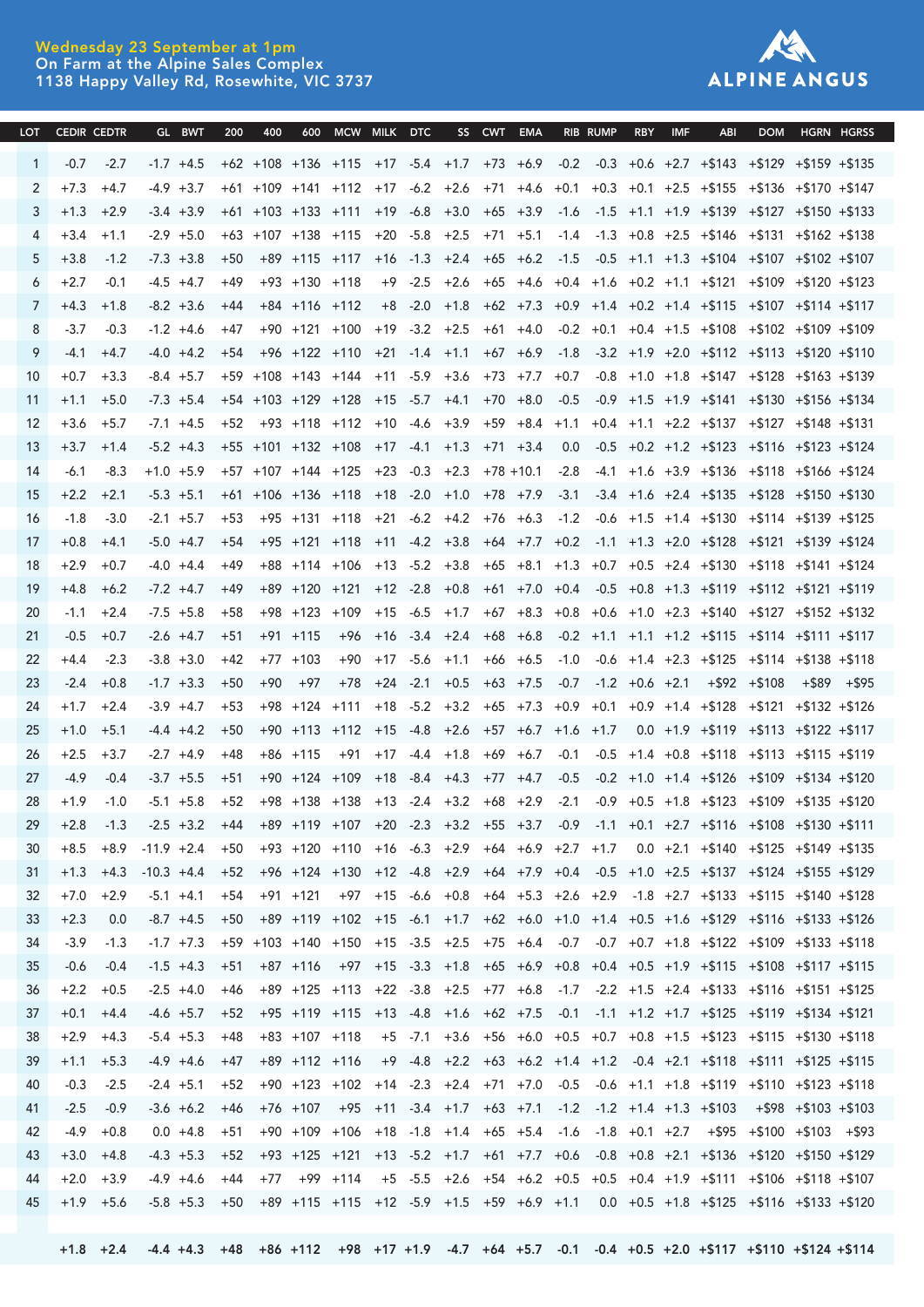**Wednesday 23 September at 1pm**
On Farm at the Alpine Sales Complex
1138 Happy Valley Rd, Rosewhite, VIC 3737

ALPINE ANGUS

| LOT | CEDIR | CEDTR | GL | BWT | 200 | 400 | 600 | MCW | MILK | DTC | SS | CWT | EMA | RIB | RUMP | RBY | IMF | ABI | DOM | HGRN | HGRSS |
|---|---|---|---|---|---|---|---|---|---|---|---|---|---|---|---|---|---|---|---|---|---|
| 1 | -0.7 | -2.7 | -1.7 | +4.5 | +62 | +108 | +136 | +115 | +17 | -5.4 | +1.7 | +73 | +6.9 | -0.2 | -0.3 | +0.6 | +2.7 | +$143 | +$129 | +$159 | +$135 |
| 2 | +7.3 | +4.7 | -4.9 | +3.7 | +61 | +109 | +141 | +112 | +17 | -6.2 | +2.6 | +71 | +4.6 | +0.1 | +0.3 | +0.1 | +2.5 | +$155 | +$136 | +$170 | +$147 |
| 3 | +1.3 | +2.9 | -3.4 | +3.9 | +61 | +103 | +133 | +111 | +19 | -6.8 | +3.0 | +65 | +3.9 | -1.6 | -1.5 | +1.1 | +1.9 | +$139 | +$127 | +$150 | +$133 |
| 4 | +3.4 | +1.1 | -2.9 | +5.0 | +63 | +107 | +138 | +115 | +20 | -5.8 | +2.5 | +71 | +5.1 | -1.4 | -1.3 | +0.8 | +2.5 | +$146 | +$131 | +$162 | +$138 |
| 5 | +3.8 | -1.2 | -7.3 | +3.8 | +50 | +89 | +115 | +117 | +16 | -1.3 | +2.4 | +65 | +6.2 | -1.5 | -0.5 | +1.1 | +1.3 | +$104 | +$107 | +$102 | +$107 |
| 6 | +2.7 | -0.1 | -4.5 | +4.7 | +49 | +93 | +130 | +118 | +9 | -2.5 | +2.6 | +65 | +4.6 | +0.4 | +1.6 | +0.2 | +1.1 | +$121 | +$109 | +$120 | +$123 |
| 7 | +4.3 | +1.8 | -8.2 | +3.6 | +44 | +84 | +116 | +112 | +8 | -2.0 | +1.8 | +62 | +7.3 | +0.9 | +1.4 | +0.2 | +1.4 | +$115 | +$107 | +$114 | +$117 |
| 8 | -3.7 | -0.3 | -1.2 | +4.6 | +47 | +90 | +121 | +100 | +19 | -3.2 | +2.5 | +61 | +4.0 | -0.2 | +0.1 | +0.4 | +1.5 | +$108 | +$102 | +$109 | +$109 |
| 9 | -4.1 | +4.7 | -4.0 | +4.2 | +54 | +96 | +122 | +110 | +21 | -1.4 | +1.1 | +67 | +6.9 | -1.8 | -3.2 | +1.9 | +2.0 | +$112 | +$113 | +$120 | +$110 |
| 10 | +0.7 | +3.3 | -8.4 | +5.7 | +59 | +108 | +143 | +144 | +11 | -5.9 | +3.6 | +73 | +7.7 | +0.7 | -0.8 | +1.0 | +1.8 | +$147 | +$128 | +$163 | +$139 |
| 11 | +1.1 | +5.0 | -7.3 | +5.4 | +54 | +103 | +129 | +128 | +15 | -5.7 | +4.1 | +70 | +8.0 | -0.5 | -0.9 | +1.5 | +1.9 | +$141 | +$130 | +$156 | +$134 |
| 12 | +3.6 | +5.7 | -7.1 | +4.5 | +52 | +93 | +118 | +112 | +10 | -4.6 | +3.9 | +59 | +8.4 | +1.1 | +0.4 | +1.1 | +2.2 | +$137 | +$127 | +$148 | +$131 |
| 13 | +3.7 | +1.4 | -5.2 | +4.3 | +55 | +101 | +132 | +108 | +17 | -4.1 | +1.3 | +71 | +3.4 | 0.0 | -0.5 | +0.2 | +1.2 | +$123 | +$116 | +$123 | +$124 |
| 14 | -6.1 | -8.3 | +1.0 | +5.9 | +57 | +107 | +144 | +125 | +23 | -0.3 | +2.3 | +78 | +10.1 | -2.8 | -4.1 | +1.6 | +3.9 | +$136 | +$118 | +$166 | +$124 |
| 15 | +2.2 | +2.1 | -5.3 | +5.1 | +61 | +106 | +136 | +118 | +18 | -2.0 | +1.0 | +78 | +7.9 | -3.1 | -3.4 | +1.6 | +2.4 | +$135 | +$128 | +$150 | +$130 |
| 16 | -1.8 | -3.0 | -2.1 | +5.7 | +53 | +95 | +131 | +118 | +21 | -6.2 | +4.2 | +76 | +6.3 | -1.2 | -0.6 | +1.5 | +1.4 | +$130 | +$114 | +$139 | +$125 |
| 17 | +0.8 | +4.1 | -5.0 | +4.7 | +54 | +95 | +121 | +118 | +11 | -4.2 | +3.8 | +64 | +7.7 | +0.2 | -1.1 | +1.3 | +2.0 | +$128 | +$121 | +$139 | +$124 |
| 18 | +2.9 | +0.7 | -4.0 | +4.4 | +49 | +88 | +114 | +106 | +13 | -5.2 | +3.8 | +65 | +8.1 | +1.3 | +0.7 | +0.5 | +2.4 | +$130 | +$118 | +$141 | +$124 |
| 19 | +4.8 | +6.2 | -7.2 | +4.7 | +49 | +89 | +120 | +121 | +12 | -2.8 | +0.8 | +61 | +7.0 | +0.4 | -0.5 | +0.8 | +1.3 | +$119 | +$112 | +$121 | +$119 |
| 20 | -1.1 | +2.4 | -7.5 | +5.8 | +58 | +98 | +123 | +109 | +15 | -6.5 | +1.7 | +67 | +8.3 | +0.8 | +0.6 | +1.0 | +2.3 | +$140 | +$127 | +$152 | +$132 |
| 21 | -0.5 | +0.7 | -2.6 | +4.7 | +51 | +91 | +115 | +96 | +16 | -3.4 | +2.4 | +68 | +6.8 | -0.2 | +1.1 | +1.1 | +1.2 | +$115 | +$114 | +$111 | +$117 |
| 22 | +4.4 | -2.3 | -3.8 | +3.0 | +42 | +77 | +103 | +90 | +17 | -5.6 | +1.1 | +66 | +6.5 | -1.0 | -0.6 | +1.4 | +2.3 | +$125 | +$114 | +$138 | +$118 |
| 23 | -2.4 | +0.8 | -1.7 | +3.3 | +50 | +90 | +97 | +78 | +24 | -2.1 | +0.5 | +63 | +7.5 | -0.7 | -1.2 | +0.6 | +2.1 | +$92 | +$108 | +$89 | +$95 |
| 24 | +1.7 | +2.4 | -3.9 | +4.7 | +53 | +98 | +124 | +111 | +18 | -5.2 | +3.2 | +65 | +7.3 | +0.9 | +0.1 | +0.9 | +1.4 | +$128 | +$121 | +$132 | +$126 |
| 25 | +1.0 | +5.1 | -4.4 | +4.2 | +50 | +90 | +113 | +112 | +15 | -4.8 | +2.6 | +57 | +6.7 | +1.6 | +1.7 | 0.0 | +1.9 | +$119 | +$113 | +$122 | +$117 |
| 26 | +2.5 | +3.7 | -2.7 | +4.9 | +48 | +86 | +115 | +91 | +17 | -4.4 | +1.8 | +69 | +6.7 | -0.1 | -0.5 | +1.4 | +0.8 | +$118 | +$113 | +$115 | +$119 |
| 27 | -4.9 | -0.4 | -3.7 | +5.5 | +51 | +90 | +124 | +109 | +18 | -8.4 | +4.3 | +77 | +4.7 | -0.5 | -0.2 | +1.0 | +1.4 | +$126 | +$109 | +$134 | +$120 |
| 28 | +1.9 | -1.0 | -5.1 | +5.8 | +52 | +98 | +138 | +138 | +13 | -2.4 | +3.2 | +68 | +2.9 | -2.1 | -0.9 | +0.5 | +1.8 | +$123 | +$109 | +$135 | +$120 |
| 29 | +2.8 | -1.3 | -2.5 | +3.2 | +44 | +89 | +119 | +107 | +20 | -2.3 | +3.2 | +55 | +3.7 | -0.9 | -1.1 | +0.1 | +2.7 | +$116 | +$108 | +$130 | +$111 |
| 30 | +8.5 | +8.9 | -11.9 | +2.4 | +50 | +93 | +120 | +110 | +16 | -6.3 | +2.9 | +64 | +6.9 | +2.7 | +1.7 | 0.0 | +2.1 | +$140 | +$125 | +$149 | +$135 |
| 31 | +1.3 | +4.3 | -10.3 | +4.4 | +52 | +96 | +124 | +130 | +12 | -4.8 | +2.9 | +64 | +7.9 | +0.4 | -0.5 | +1.0 | +2.5 | +$137 | +$124 | +$155 | +$129 |
| 32 | +7.0 | +2.9 | -5.1 | +4.1 | +54 | +91 | +121 | +97 | +15 | -6.6 | +0.8 | +64 | +5.3 | +2.6 | +2.9 | -1.8 | +2.7 | +$133 | +$115 | +$140 | +$128 |
| 33 | +2.3 | 0.0 | -8.7 | +4.5 | +50 | +89 | +119 | +102 | +15 | -6.1 | +1.7 | +62 | +6.0 | +1.0 | +1.4 | +0.5 | +1.6 | +$129 | +$116 | +$133 | +$126 |
| 34 | -3.9 | -1.3 | -1.7 | +7.3 | +59 | +103 | +140 | +150 | +15 | -3.5 | +2.5 | +75 | +6.4 | -0.7 | -0.7 | +0.7 | +1.8 | +$122 | +$109 | +$133 | +$118 |
| 35 | -0.6 | -0.4 | -1.5 | +4.3 | +51 | +87 | +116 | +97 | +15 | -3.3 | +1.8 | +65 | +6.9 | +0.8 | +0.4 | +0.5 | +1.9 | +$115 | +$108 | +$117 | +$115 |
| 36 | +2.2 | +0.5 | -2.5 | +4.0 | +46 | +89 | +125 | +113 | +22 | -3.8 | +2.5 | +77 | +6.8 | -1.7 | -2.2 | +1.5 | +2.4 | +$133 | +$116 | +$151 | +$125 |
| 37 | +0.1 | +4.4 | -4.6 | +5.7 | +52 | +95 | +119 | +115 | +13 | -4.8 | +1.6 | +62 | +7.5 | -0.1 | -1.1 | +1.2 | +1.7 | +$125 | +$119 | +$134 | +$121 |
| 38 | +2.9 | +4.3 | -5.4 | +5.3 | +48 | +83 | +107 | +118 | +5 | -7.1 | +3.6 | +56 | +6.0 | +0.5 | +0.7 | +0.8 | +1.5 | +$123 | +$115 | +$130 | +$118 |
| 39 | +1.1 | +5.3 | -4.9 | +4.6 | +47 | +89 | +112 | +116 | +9 | -4.8 | +2.2 | +63 | +6.2 | +1.4 | +1.2 | -0.4 | +2.1 | +$118 | +$111 | +$125 | +$115 |
| 40 | -0.3 | -2.5 | -2.4 | +5.1 | +52 | +90 | +123 | +102 | +14 | -2.3 | +2.4 | +71 | +7.0 | -0.5 | -0.6 | +1.1 | +1.8 | +$119 | +$110 | +$123 | +$118 |
| 41 | -2.5 | -0.9 | -3.6 | +6.2 | +46 | +76 | +107 | +95 | +11 | -3.4 | +1.7 | +63 | +7.1 | -1.2 | -1.2 | +1.4 | +1.3 | +$103 | +$98 | +$103 | +$103 |
| 42 | -4.9 | +0.8 | 0.0 | +4.8 | +51 | +90 | +109 | +106 | +18 | -1.8 | +1.4 | +65 | +5.4 | -1.6 | -1.8 | +0.1 | +2.7 | +$95 | +$100 | +$103 | +$93 |
| 43 | +3.0 | +4.8 | -4.3 | +5.3 | +52 | +93 | +125 | +121 | +13 | -5.2 | +1.7 | +61 | +7.7 | +0.6 | -0.8 | +0.8 | +2.1 | +$136 | +$120 | +$150 | +$129 |
| 44 | +2.0 | +3.9 | -4.9 | +4.6 | +44 | +77 | +99 | +114 | +5 | -5.5 | +2.6 | +54 | +6.2 | +0.5 | +0.5 | +0.4 | +1.9 | +$111 | +$106 | +$118 | +$107 |
| 45 | +1.9 | +5.6 | -5.8 | +5.3 | +50 | +89 | +115 | +115 | +12 | -5.9 | +1.5 | +59 | +6.9 | +1.1 | 0.0 | +0.5 | +1.8 | +$125 | +$116 | +$133 | +$120 |
| | +1.8 | +2.4 | -4.4 | +4.3 | +48 | +86 | +112 | +98 | +17 | +1.9 | -4.7 | +64 | +5.7 | -0.1 | -0.4 | +0.5 | +2.0 | +$117 | +$110 | +$124 | +$114 |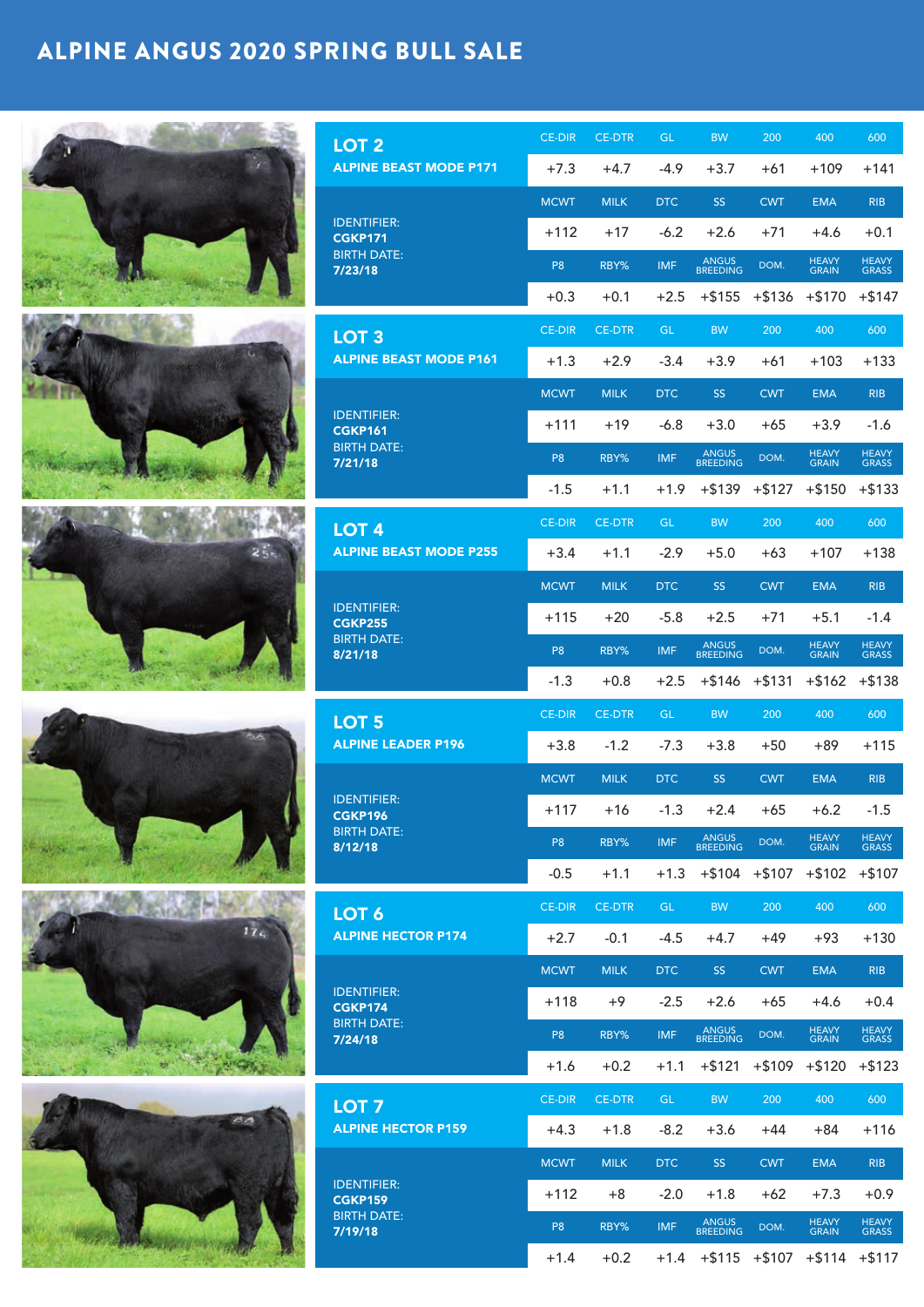# ALPINE ANGUS 2020 SPRING BULL SALE

## LOT 2

**ALPINE BEAST MODE P171**

IDENTIFIER: **CGKP171**
BIRTH DATE: **7/23/18**

| CE-DIR | CE-DTR | GL | BW | 200 | 400 | 600 |
|---|---|---|---|---|---|---|
| +7.3 | +4.7 | -4.9 | +3.7 | +61 | +109 | +141 |
| **MCWT** | **MILK** | **DTC** | **SS** | **CWT** | **EMA** | **RIB** |
| +112 | +17 | -6.2 | +2.6 | +71 | +4.6 | +0.1 |
| **P8** | **RBY%** | **IMF** | **ANGUS BREEDING** | **DOM.** | **HEAVY GRAIN** | **HEAVY GRASS** |
| +0.3 | +0.1 | +2.5 | +$155 | +$136 | +$170 | +$147 |

## LOT 3

**ALPINE BEAST MODE P161**

IDENTIFIER: **CGKP161**
BIRTH DATE: **7/21/18**

| CE-DIR | CE-DTR | GL | BW | 200 | 400 | 600 |
|---|---|---|---|---|---|---|
| +1.3 | +2.9 | -3.4 | +3.9 | +61 | +103 | +133 |
| **MCWT** | **MILK** | **DTC** | **SS** | **CWT** | **EMA** | **RIB** |
| +111 | +19 | -6.8 | +3.0 | +65 | +3.9 | -1.6 |
| **P8** | **RBY%** | **IMF** | **ANGUS BREEDING** | **DOM.** | **HEAVY GRAIN** | **HEAVY GRASS** |
| -1.5 | +1.1 | +1.9 | +$139 | +$127 | +$150 | +$133 |

## LOT 4

**ALPINE BEAST MODE P255**

IDENTIFIER: **CGKP255**
BIRTH DATE: **8/21/18**

| CE-DIR | CE-DTR | GL | BW | 200 | 400 | 600 |
|---|---|---|---|---|---|---|
| +3.4 | +1.1 | -2.9 | +5.0 | +63 | +107 | +138 |
| **MCWT** | **MILK** | **DTC** | **SS** | **CWT** | **EMA** | **RIB** |
| +115 | +20 | -5.8 | +2.5 | +71 | +5.1 | -1.4 |
| **P8** | **RBY%** | **IMF** | **ANGUS BREEDING** | **DOM.** | **HEAVY GRAIN** | **HEAVY GRASS** |
| -1.3 | +0.8 | +2.5 | +$146 | +$131 | +$162 | +$138 |

## LOT 5

**ALPINE LEADER P196**

IDENTIFIER: **CGKP196**
BIRTH DATE: **8/12/18**

| CE-DIR | CE-DTR | GL | BW | 200 | 400 | 600 |
|---|---|---|---|---|---|---|
| +3.8 | -1.2 | -7.3 | +3.8 | +50 | +89 | +115 |
| **MCWT** | **MILK** | **DTC** | **SS** | **CWT** | **EMA** | **RIB** |
| +117 | +16 | -1.3 | +2.4 | +65 | +6.2 | -1.5 |
| **P8** | **RBY%** | **IMF** | **ANGUS BREEDING** | **DOM.** | **HEAVY GRAIN** | **HEAVY GRASS** |
| -0.5 | +1.1 | +1.3 | +$104 | +$107 | +$102 | +$107 |

## LOT 6

**ALPINE HECTOR P174**

IDENTIFIER: **CGKP174**
BIRTH DATE: **7/24/18**

| CE-DIR | CE-DTR | GL | BW | 200 | 400 | 600 |
|---|---|---|---|---|---|---|
| +2.7 | -0.1 | -4.5 | +4.7 | +49 | +93 | +130 |
| **MCWT** | **MILK** | **DTC** | **SS** | **CWT** | **EMA** | **RIB** |
| +118 | +9 | -2.5 | +2.6 | +65 | +4.6 | +0.4 |
| **P8** | **RBY%** | **IMF** | **ANGUS BREEDING** | **DOM.** | **HEAVY GRAIN** | **HEAVY GRASS** |
| +1.6 | +0.2 | +1.1 | +$121 | +$109 | +$120 | +$123 |

## LOT 7

**ALPINE HECTOR P159**

IDENTIFIER: **CGKP159**
BIRTH DATE: **7/19/18**

| CE-DIR | CE-DTR | GL | BW | 200 | 400 | 600 |
|---|---|---|---|---|---|---|
| +4.3 | +1.8 | -8.2 | +3.6 | +44 | +84 | +116 |
| **MCWT** | **MILK** | **DTC** | **SS** | **CWT** | **EMA** | **RIB** |
| +112 | +8 | -2.0 | +1.8 | +62 | +7.3 | +0.9 |
| **P8** | **RBY%** | **IMF** | **ANGUS BREEDING** | **DOM.** | **HEAVY GRAIN** | **HEAVY GRASS** |
| +1.4 | +0.2 | +1.4 | +$115 | +$107 | +$114 | +$117 |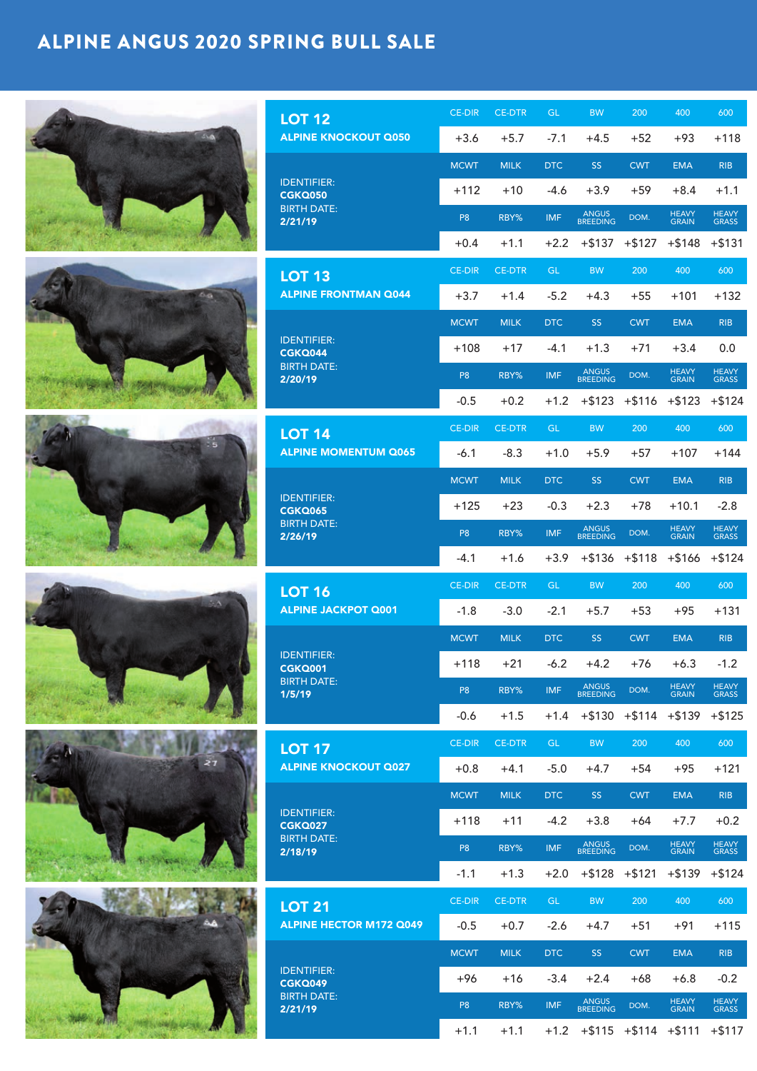# ALPINE ANGUS 2020 SPRING BULL SALE

## LOT 12

**ALPINE KNOCKOUT Q050**

IDENTIFIER: **CGKQ050**
BIRTH DATE: **2/21/19**

| CE-DIR | CE-DTR | GL | BW | 200 | 400 | 600 |
|---|---|---|---|---|---|---|
| +3.6 | +5.7 | -7.1 | +4.5 | +52 | +93 | +118 |
| **MCWT** | **MILK** | **DTC** | **SS** | **CWT** | **EMA** | **RIB** |
| +112 | +10 | -4.6 | +3.9 | +59 | +8.4 | +1.1 |
| **P8** | **RBY%** | **IMF** | **ANGUS BREEDING** | **DOM.** | **HEAVY GRAIN** | **HEAVY GRASS** |
| +0.4 | +1.1 | +2.2 | +$137 | +$127 | +$148 | +$131 |

## LOT 13

**ALPINE FRONTMAN Q044**

IDENTIFIER: **CGKQ044**
BIRTH DATE: **2/20/19**

| CE-DIR | CE-DTR | GL | BW | 200 | 400 | 600 |
|---|---|---|---|---|---|---|
| +3.7 | +1.4 | -5.2 | +4.3 | +55 | +101 | +132 |
| **MCWT** | **MILK** | **DTC** | **SS** | **CWT** | **EMA** | **RIB** |
| +108 | +17 | -4.1 | +1.3 | +71 | +3.4 | 0.0 |
| **P8** | **RBY%** | **IMF** | **ANGUS BREEDING** | **DOM.** | **HEAVY GRAIN** | **HEAVY GRASS** |
| -0.5 | +0.2 | +1.2 | +$123 | +$116 | +$123 | +$124 |

## LOT 14

**ALPINE MOMENTUM Q065**

IDENTIFIER: **CGKQ065**
BIRTH DATE: **2/26/19**

| CE-DIR | CE-DTR | GL | BW | 200 | 400 | 600 |
|---|---|---|---|---|---|---|
| -6.1 | -8.3 | +1.0 | +5.9 | +57 | +107 | +144 |
| **MCWT** | **MILK** | **DTC** | **SS** | **CWT** | **EMA** | **RIB** |
| +125 | +23 | -0.3 | +2.3 | +78 | +10.1 | -2.8 |
| **P8** | **RBY%** | **IMF** | **ANGUS BREEDING** | **DOM.** | **HEAVY GRAIN** | **HEAVY GRASS** |
| -4.1 | +1.6 | +3.9 | +$136 | +$118 | +$166 | +$124 |

## LOT 16

**ALPINE JACKPOT Q001**

IDENTIFIER: **CGKQ001**
BIRTH DATE: **1/5/19**

| CE-DIR | CE-DTR | GL | BW | 200 | 400 | 600 |
|---|---|---|---|---|---|---|
| -1.8 | -3.0 | -2.1 | +5.7 | +53 | +95 | +131 |
| **MCWT** | **MILK** | **DTC** | **SS** | **CWT** | **EMA** | **RIB** |
| +118 | +21 | -6.2 | +4.2 | +76 | +6.3 | -1.2 |
| **P8** | **RBY%** | **IMF** | **ANGUS BREEDING** | **DOM.** | **HEAVY GRAIN** | **HEAVY GRASS** |
| -0.6 | +1.5 | +1.4 | +$130 | +$114 | +$139 | +$125 |

## LOT 17

**ALPINE KNOCKOUT Q027**

IDENTIFIER: **CGKQ027**
BIRTH DATE: **2/18/19**

| CE-DIR | CE-DTR | GL | BW | 200 | 400 | 600 |
|---|---|---|---|---|---|---|
| +0.8 | +4.1 | -5.0 | +4.7 | +54 | +95 | +121 |
| **MCWT** | **MILK** | **DTC** | **SS** | **CWT** | **EMA** | **RIB** |
| +118 | +11 | -4.2 | +3.8 | +64 | +7.7 | +0.2 |
| **P8** | **RBY%** | **IMF** | **ANGUS BREEDING** | **DOM.** | **HEAVY GRAIN** | **HEAVY GRASS** |
| -1.1 | +1.3 | +2.0 | +$128 | +$121 | +$139 | +$124 |

## LOT 21

**ALPINE HECTOR M172 Q049**

IDENTIFIER: **CGKQ049**
BIRTH DATE: **2/21/19**

| CE-DIR | CE-DTR | GL | BW | 200 | 400 | 600 |
|---|---|---|---|---|---|---|
| -0.5 | +0.7 | -2.6 | +4.7 | +51 | +91 | +115 |
| **MCWT** | **MILK** | **DTC** | **SS** | **CWT** | **EMA** | **RIB** |
| +96 | +16 | -3.4 | +2.4 | +68 | +6.8 | -0.2 |
| **P8** | **RBY%** | **IMF** | **ANGUS BREEDING** | **DOM.** | **HEAVY GRAIN** | **HEAVY GRASS** |
| +1.1 | +1.1 | +1.2 | +$115 | +$114 | +$111 | +$117 |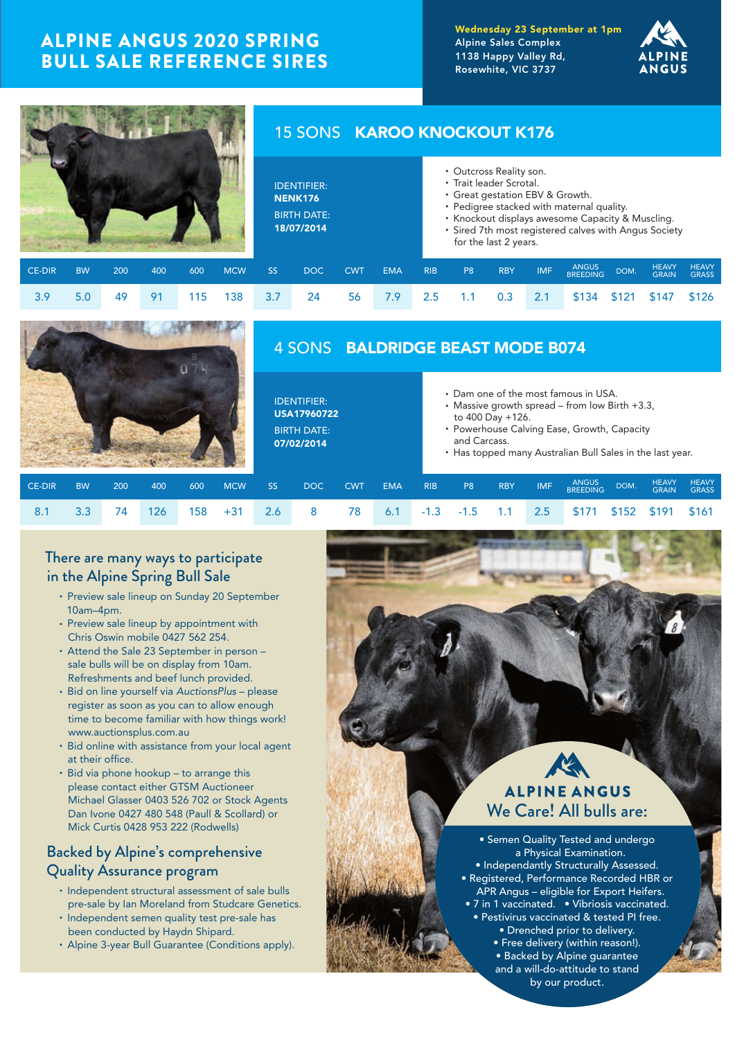# ALPINE ANGUS 2020 SPRING BULL SALE REFERENCE SIRES

**Wednesday 23 September at 1pm**
Alpine Sales Complex
1138 Happy Valley Rd,
Rosewhite, VIC 3737

ALPINE ANGUS

## 15 SONS KAROO KNOCKOUT K176

IDENTIFIER:
**NENK176**
BIRTH DATE:
**18/07/2014**

- Outcross Reality son.
- Trait leader Scrotal.
- Great gestation EBV & Growth.
- Pedigree stacked with maternal quality.
- Knockout displays awesome Capacity & Muscling.
- Sired 7th most registered calves with Angus Society for the last 2 years.

| CE-DIR | BW | 200 | 400 | 600 | MCW | SS | DOC | CWT | EMA | RIB | P8 | RBY | IMF | ANGUS BREEDING | DOM. | HEAVY GRAIN | HEAVY GRASS |
|---|---|---|---|---|---|---|---|---|---|---|---|---|---|---|---|---|---|
| 3.9 | 5.0 | 49 | 91 | 115 | 138 | 3.7 | 24 | 56 | 7.9 | 2.5 | 1.1 | 0.3 | 2.1 | $134 | $121 | $147 | $126 |

## 4 SONS BALDRIDGE BEAST MODE B074

IDENTIFIER:
**USA17960722**
BIRTH DATE:
**07/02/2014**

- Dam one of the most famous in USA.
- Massive growth spread – from low Birth +3.3, to 400 Day +126.
- Powerhouse Calving Ease, Growth, Capacity and Carcass.
- Has topped many Australian Bull Sales in the last year.

| CE-DIR | BW | 200 | 400 | 600 | MCW | SS | DOC | CWT | EMA | RIB | P8 | RBY | IMF | ANGUS BREEDING | DOM. | HEAVY GRAIN | HEAVY GRASS |
|---|---|---|---|---|---|---|---|---|---|---|---|---|---|---|---|---|---|
| 8.1 | 3.3 | 74 | 126 | 158 | +31 | 2.6 | 8 | 78 | 6.1 | -1.3 | -1.5 | 1.1 | 2.5 | $171 | $152 | $191 | $161 |

## There are many ways to participate in the Alpine Spring Bull Sale

- Preview sale lineup on Sunday 20 September 10am–4pm.
- Preview sale lineup by appointment with Chris Oswin mobile 0427 562 254.
- Attend the Sale 23 September in person – sale bulls will be on display from 10am. Refreshments and beef lunch provided.
- Bid on line yourself via *AuctionsPlus* – please register as soon as you can to allow enough time to become familiar with how things work! www.auctionsplus.com.au
- Bid online with assistance from your local agent at their office.
- Bid via phone hookup – to arrange this please contact either GTSM Auctioneer Michael Glasser 0403 526 702 or Stock Agents Dan Ivone 0427 480 548 (Paull & Scollard) or Mick Curtis 0428 953 222 (Rodwells)

## Backed by Alpine's comprehensive Quality Assurance program

- Independent structural assessment of sale bulls pre-sale by Ian Moreland from Studcare Genetics.
- Independent semen quality test pre-sale has been conducted by Haydn Shipard.
- Alpine 3-year Bull Guarantee (Conditions apply).

## ALPINE ANGUS We Care! All bulls are:

- Semen Quality Tested and undergo a Physical Examination.
- Independantly Structurally Assessed.
- Registered, Performance Recorded HBR or APR Angus – eligible for Export Heifers.
- 7 in 1 vaccinated.
- Vibriosis vaccinated.
- Pestivirus vaccinated & tested PI free.
- Drenched prior to delivery.
- Free delivery (within reason!).
- Backed by Alpine guarantee and a will-do-attitude to stand by our product.